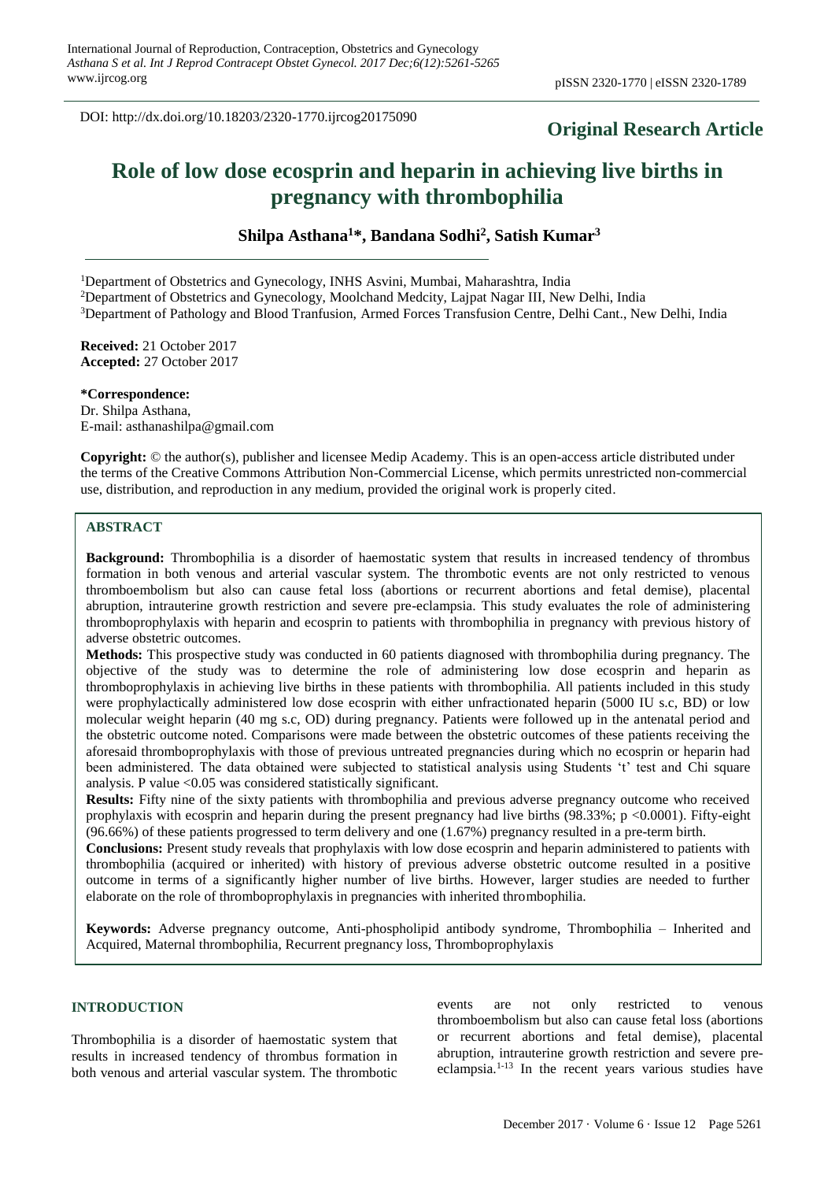DOI: http://dx.doi.org/10.18203/2320-1770.ijrcog20175090

**Original Research Article**

# Role of low dose ecosprin and heparin in achieving live births in pregnancy with thrombophilia

**Shilpa Asthana[1]*, Bandana Sodhi[2], Satish Kumar[3]**

[1]Department of Obstetrics and Gynecology, INHS Asvini, Mumbai, Maharashtra, India
[2]Department of Obstetrics and Gynecology, Moolchand Medcity, Lajpat Nagar III, New Delhi, India
[3]Department of Pathology and Blood Tranfusion, Armed Forces Transfusion Centre, Delhi Cant., New Delhi, India

**Received:** 21 October 2017
**Accepted:** 27 October 2017

**\*Correspondence:**
Dr. Shilpa Asthana,
E-mail: asthanashilpa@gmail.com

**Copyright:** © the author(s), publisher and licensee Medip Academy. This is an open-access article distributed under the terms of the Creative Commons Attribution Non-Commercial License, which permits unrestricted non-commercial use, distribution, and reproduction in any medium, provided the original work is properly cited.

## ABSTRACT

**Background:** Thrombophilia is a disorder of haemostatic system that results in increased tendency of thrombus formation in both venous and arterial vascular system. The thrombotic events are not only restricted to venous thromboembolism but also can cause fetal loss (abortions or recurrent abortions and fetal demise), placental abruption, intrauterine growth restriction and severe pre-eclampsia. This study evaluates the role of administering thromboprophylaxis with heparin and ecosprin to patients with thrombophilia in pregnancy with previous history of adverse obstetric outcomes.

**Methods:** This prospective study was conducted in 60 patients diagnosed with thrombophilia during pregnancy. The objective of the study was to determine the role of administering low dose ecosprin and heparin as thromboprophylaxis in achieving live births in these patients with thrombophilia. All patients included in this study were prophylactically administered low dose ecosprin with either unfractionated heparin (5000 IU s.c, BD) or low molecular weight heparin (40 mg s.c, OD) during pregnancy. Patients were followed up in the antenatal period and the obstetric outcome noted. Comparisons were made between the obstetric outcomes of these patients receiving the aforesaid thromboprophylaxis with those of previous untreated pregnancies during which no ecosprin or heparin had been administered. The data obtained were subjected to statistical analysis using Students 't' test and Chi square analysis. P value $<0.05$ was considered statistically significant.

**Results:** Fifty nine of the sixty patients with thrombophilia and previous adverse pregnancy outcome who received prophylaxis with ecosprin and heparin during the present pregnancy had live births (98.33%; $p < 0.0001$). Fifty-eight (96.66%) of these patients progressed to term delivery and one (1.67%) pregnancy resulted in a pre-term birth.

**Conclusions:** Present study reveals that prophylaxis with low dose ecosprin and heparin administered to patients with thrombophilia (acquired or inherited) with history of previous adverse obstetric outcome resulted in a positive outcome in terms of a significantly higher number of live births. However, larger studies are needed to further elaborate on the role of thromboprophylaxis in pregnancies with inherited thrombophilia.

**Keywords:** Adverse pregnancy outcome, Anti-phospholipid antibody syndrome, Thrombophilia – Inherited and Acquired, Maternal thrombophilia, Recurrent pregnancy loss, Thromboprophylaxis

## INTRODUCTION

Thrombophilia is a disorder of haemostatic system that results in increased tendency of thrombus formation in both venous and arterial vascular system. The thrombotic events are not only restricted to venous thromboembolism but also can cause fetal loss (abortions or recurrent abortions and fetal demise), placental abruption, intrauterine growth restriction and severe pre-eclampsia.[1-13] In the recent years various studies have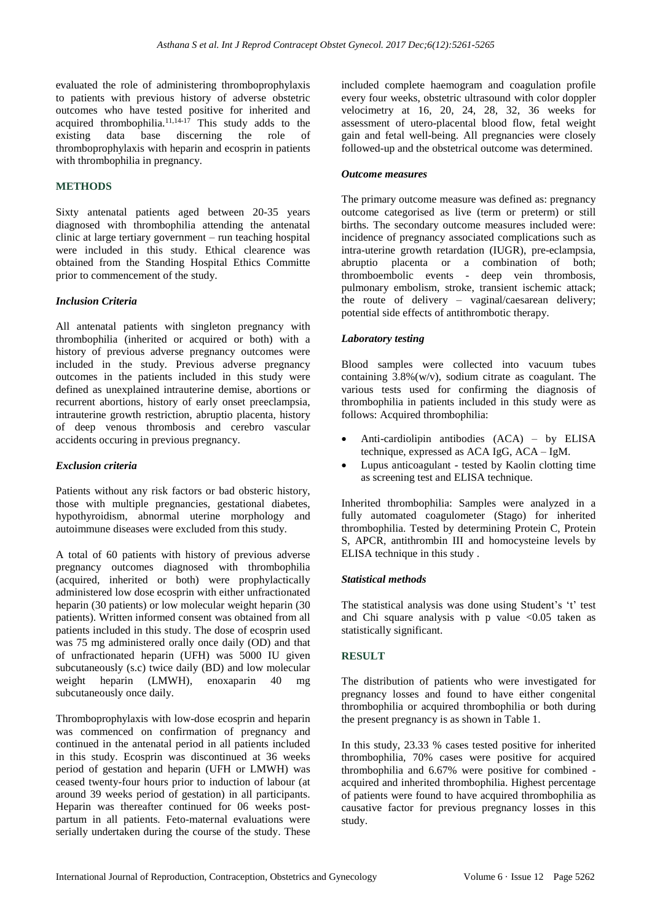evaluated the role of administering thromboprophylaxis to patients with previous history of adverse obstetric outcomes who have tested positive for inherited and acquired thrombophilia.[11,14-17] This study adds to the existing data base discerning the role of thromboprophylaxis with heparin and ecosprin in patients with thrombophilia in pregnancy.

## METHODS

Sixty antenatal patients aged between 20-35 years diagnosed with thrombophilia attending the antenatal clinic at large tertiary government – run teaching hospital were included in this study. Ethical clearence was obtained from the Standing Hospital Ethics Committe prior to commencement of the study.

### *Inclusion Criteria*

All antenatal patients with singleton pregnancy with thrombophilia (inherited or acquired or both) with a history of previous adverse pregnancy outcomes were included in the study. Previous adverse pregnancy outcomes in the patients included in this study were defined as unexplained intrauterine demise, abortions or recurrent abortions, history of early onset preeclampsia, intrauterine growth restriction, abruptio placenta, history of deep venous thrombosis and cerebro vascular accidents occuring in previous pregnancy.

### *Exclusion criteria*

Patients without any risk factors or bad obsteric history, those with multiple pregnancies, gestational diabetes, hypothyroidism, abnormal uterine morphology and autoimmune diseases were excluded from this study.

A total of 60 patients with history of previous adverse pregnancy outcomes diagnosed with thrombophilia (acquired, inherited or both) were prophylactically administered low dose ecosprin with either unfractionated heparin (30 patients) or low molecular weight heparin (30 patients). Written informed consent was obtained from all patients included in this study. The dose of ecosprin used was 75 mg administered orally once daily (OD) and that of unfractionated heparin (UFH) was 5000 IU given subcutaneously (s.c) twice daily (BD) and low molecular weight heparin (LMWH), enoxaparin 40 mg subcutaneously once daily.

Thromboprophylaxis with low-dose ecosprin and heparin was commenced on confirmation of pregnancy and continued in the antenatal period in all patients included in this study. Ecosprin was discontinued at 36 weeks period of gestation and heparin (UFH or LMWH) was ceased twenty-four hours prior to induction of labour (at around 39 weeks period of gestation) in all participants. Heparin was thereafter continued for 06 weeks post-partum in all patients. Feto-maternal evaluations were serially undertaken during the course of the study. These included complete haemogram and coagulation profile every four weeks, obstetric ultrasound with color doppler velocimetry at 16, 20, 24, 28, 32, 36 weeks for assessment of utero-placental blood flow, fetal weight gain and fetal well-being. All pregnancies were closely followed-up and the obstetrical outcome was determined.

### *Outcome measures*

The primary outcome measure was defined as: pregnancy outcome categorised as live (term or preterm) or still births. The secondary outcome measures included were: incidence of pregnancy associated complications such as intra-uterine growth retardation (IUGR), pre-eclampsia, abruptio placenta or a combination of both; thromboembolic events - deep vein thrombosis, pulmonary embolism, stroke, transient ischemic attack; the route of delivery – vaginal/caesarean delivery; potential side effects of antithrombotic therapy.

### *Laboratory testing*

Blood samples were collected into vacuum tubes containing 3.8%(w/v), sodium citrate as coagulant. The various tests used for confirming the diagnosis of thrombophilia in patients included in this study were as follows: Acquired thrombophilia:

- Anti-cardiolipin antibodies (ACA) – by ELISA technique, expressed as ACA IgG, ACA – IgM.
- Lupus anticoagulant - tested by Kaolin clotting time as screening test and ELISA technique.

Inherited thrombophilia: Samples were analyzed in a fully automated coagulometer (Stago) for inherited thrombophilia. Tested by determining Protein C, Protein S, APCR, antithrombin III and homocysteine levels by ELISA technique in this study .

### *Statistical methods*

The statistical analysis was done using Student's 't' test and Chi square analysis with p value $<0.05$ taken as statistically significant.

## RESULT

The distribution of patients who were investigated for pregnancy losses and found to have either congenital thrombophilia or acquired thrombophilia or both during the present pregnancy is as shown in Table 1.

In this study, 23.33 % cases tested positive for inherited thrombophilia, 70% cases were positive for acquired thrombophilia and 6.67% were positive for combined - acquired and inherited thrombophilia. Highest percentage of patients were found to have acquired thrombophilia as causative factor for previous pregnancy losses in this study.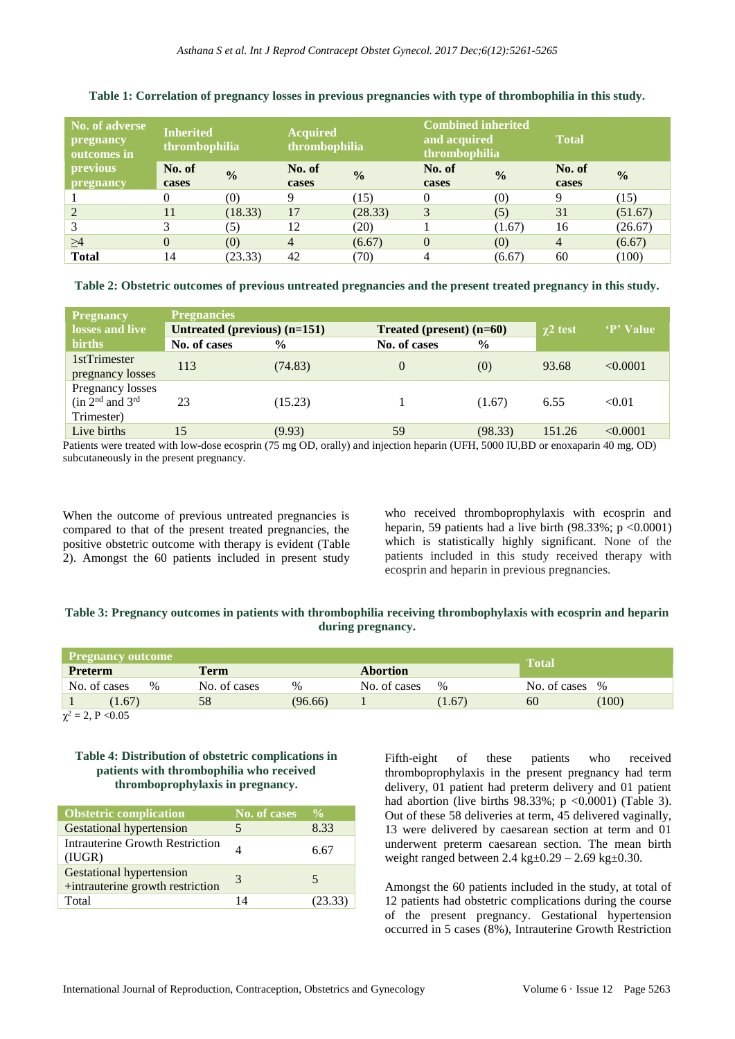**Table 1: Correlation of pregnancy losses in previous pregnancies with type of thrombophilia in this study.**

| No. of adverse pregnancy outcomes in previous pregnancy | Inherited thrombophilia | | Acquired thrombophilia | | Combined inherited and acquired thrombophilia | | Total | |
|---|---|---|---|---|---|---|---|---|
| | No. of cases | % | No. of cases | % | No. of cases | % | No. of cases | % |
| 1 | 0 | (0) | 9 | (15) | 0 | (0) | 9 | (15) |
| 2 | 11 | (18.33) | 17 | (28.33) | 3 | (5) | 31 | (51.67) |
| 3 | 3 | (5) | 12 | (20) | 1 | (1.67) | 16 | (26.67) |
| ≥4 | 0 | (0) | 4 | (6.67) | 0 | (0) | 4 | (6.67) |
| **Total** | 14 | (23.33) | 42 | (70) | 4 | (6.67) | 60 | (100) |

**Table 2: Obstetric outcomes of previous untreated pregnancies and the present treated pregnancy in this study.**

| Pregnancy losses and live births | Pregnancies | | | | $\chi^2$ test | 'P' Value |
|---|---|---|---|---|---|---|
| | Untreated (previous) (n=151) | | Treated (present) (n=60) | | | |
| | No. of cases | % | No. of cases | % | | |
| 1stTrimester pregnancy losses | 113 | (74.83) | 0 | (0) | 93.68 | <0.0001 |
| Pregnancy losses (in 2nd and 3rd Trimester) | 23 | (15.23) | 1 | (1.67) | 6.55 | <0.01 |
| Live births | 15 | (9.93) | 59 | (98.33) | 151.26 | <0.0001 |

Patients were treated with low-dose ecosprin (75 mg OD, orally) and injection heparin (UFH, 5000 IU,BD or enoxaparin 40 mg, OD) subcutaneously in the present pregnancy.

When the outcome of previous untreated pregnancies is compared to that of the present treated pregnancies, the positive obstetric outcome with therapy is evident (Table 2). Amongst the 60 patients included in present study who received thromboprophylaxis with ecosprin and heparin, 59 patients had a live birth (98.33%; p <0.0001) which is statistically highly significant. None of the patients included in this study received therapy with ecosprin and heparin in previous pregnancies.

**Table 3: Pregnancy outcomes in patients with thrombophilia receiving thrombophylaxis with ecosprin and heparin during pregnancy.**

| Pregnancy outcome | | | | | | Total | |
|---|---|---|---|---|---|---|---|
| Preterm | | Term | | Abortion | | | |
| No. of cases | % | No. of cases | % | No. of cases | % | No. of cases | % |
| 1 | (1.67) | 58 | (96.66) | 1 | (1.67) | 60 | (100) |

$\chi^2 = 2$, P <0.05

**Table 4: Distribution of obstetric complications in patients with thrombophilia who received thromboprophylaxis in pregnancy.**

| Obstetric complication | No. of cases | % |
|---|---|---|
| Gestational hypertension | 5 | 8.33 |
| Intrauterine Growth Restriction (IUGR) | 4 | 6.67 |
| Gestational hypertension +intrauterine growth restriction | 3 | 5 |
| Total | 14 | (23.33) |

Fifth-eight of these patients who received thromboprophylaxis in the present pregnancy had term delivery, 01 patient had preterm delivery and 01 patient had abortion (live births 98.33%; p <0.0001) (Table 3). Out of these 58 deliveries at term, 45 delivered vaginally, 13 were delivered by caesarean section at term and 01 underwent preterm caesarean section. The mean birth weight ranged between 2.4 kg±0.29 – 2.69 kg±0.30.

Amongst the 60 patients included in the study, at total of 12 patients had obstetric complications during the course of the present pregnancy. Gestational hypertension occurred in 5 cases (8%), Intrauterine Growth Restriction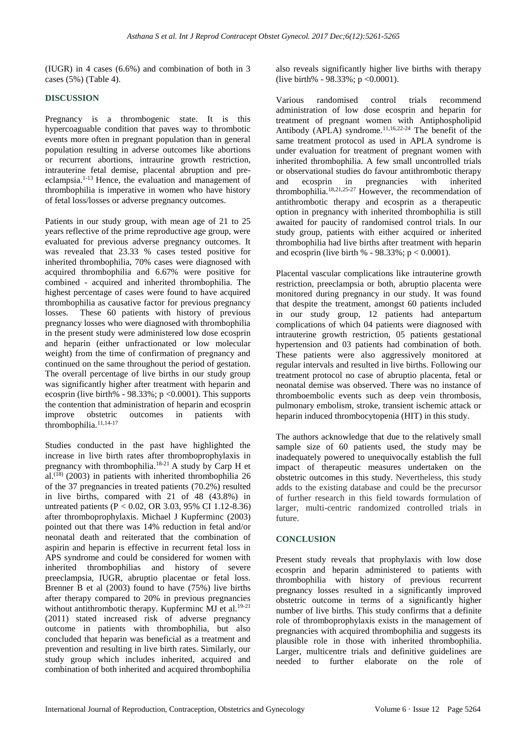(IUGR) in 4 cases (6.6%) and combination of both in 3 cases (5%) (Table 4).

## DISCUSSION

Pregnancy is a thrombogenic state. It is this hypercoaguable condition that paves way to thrombotic events more often in pregnant population than in general population resulting in adverse outcomes like abortions or recurrent abortions, intraurine growth restriction, intrauterine fetal demise, placental abruption and pre-eclampsia.[1-13] Hence, the evaluation and management of thrombophilia is imperative in women who have history of fetal loss/losses or adverse pregnancy outcomes.

Patients in our study group, with mean age of 21 to 25 years reflective of the prime reproductive age group, were evaluated for previous adverse pregnancy outcomes. It was revealed that 23.33 % cases tested positive for inherited thrombophilia, 70% cases were diagnosed with acquired thrombophilia and 6.67% were positive for combined - acquired and inherited thrombophilia. The highest percentage of cases were found to have acquired thrombophilia as causative factor for previous pregnancy losses. These 60 patients with history of previous pregnancy losses who were diagnosed with thrombophilia in the present study were administered low dose ecosprin and heparin (either unfractionated or low molecular weight) from the time of confirmation of pregnancy and continued on the same throughout the period of gestation. The overall percentage of live births in our study group was significantly higher after treatment with heparin and ecosprin (live birth% - 98.33%; $p < 0.0001$). This supports the contention that administration of heparin and ecosprin improve obstetric outcomes in patients with thrombophilia.[11,14-17]

Studies conducted in the past have highlighted the increase in live birth rates after thromboprophylaxis in pregnancy with thrombophilia.[18-21] A study by Carp H et al.[18] (2003) in patients with inherited thrombophilia 26 of the 37 pregnancies in treated patients (70.2%) resulted in live births, compared with 21 of 48 (43.8%) in untreated patients ($P < 0.02$, OR 3.03, 95% CI 1.12-8.36) after thromboprophylaxis. Michael J Kupferminc (2003) pointed out that there was 14% reduction in fetal and/or neonatal death and reiterated that the combination of aspirin and heparin is effective in recurrent fetal loss in APS syndrome and could be considered for women with inherited thrombophilias and history of severe preeclampsia, IUGR, abruptio placentae or fetal loss. Brenner B et al (2003) found to have (75%) live births after therapy compared to 20% in previous pregnancies without antithrombotic therapy. Kupferminc MJ et al.[19-21] (2011) stated increased risk of adverse pregnancy outcome in patients with thrombophilia, but also concluded that heparin was beneficial as a treatment and prevention and resulting in live birth rates. Similarly, our study group which includes inherited, acquired and combination of both inherited and acquired thrombophilia also reveals significantly higher live births with therapy (live birth% - 98.33%; $p < 0.0001$).

Various randomised control trials recommend administration of low dose ecosprin and heparin for treatment of pregnant women with Antiphospholipid Antibody (APLA) syndrome.[11,16,22-24] The benefit of the same treatment protocol as used in APLA syndrome is under evaluation for treatment of pregnant women with inherited thrombophilia. A few small uncontrolled trials or observational studies do favour antithrombotic therapy and ecosprin in pregnancies with inherited thrombophilia.[18,21,25-27] However, the recommendation of antithrombotic therapy and ecosprin as a therapeutic option in pregnancy with inherited thrombophilia is still awaited for paucity of randomised control trials. In our study group, patients with either acquired or inherited thrombophilia had live births after treatment with heparin and ecosprin (live birth % - 98.33%; $p < 0.0001$).

Placental vascular complications like intrauterine growth restriction, preeclampsia or both, abruptio placenta were monitored during pregnancy in our study. It was found that despite the treatment, amongst 60 patients included in our study group, 12 patients had antepartum complications of which 04 patients were diagnosed with intrauterine growth restriction, 05 patients gestational hypertension and 03 patients had combination of both. These patients were also aggressively monitored at regular intervals and resulted in live births. Following our treatment protocol no case of abruptio placenta, fetal or neonatal demise was observed. There was no instance of thromboembolic events such as deep vein thrombosis, pulmonary embolism, stroke, transient ischemic attack or heparin induced thrombocytopenia (HIT) in this study.

The authors acknowledge that due to the relatively small sample size of 60 patients used, the study may be inadequately powered to unequivocally establish the full impact of therapeutic measures undertaken on the obstetric outcomes in this study. Nevertheless, this study adds to the existing database and could be the precursor of further research in this field towards formulation of larger, multi-centric randomized controlled trials in future.

## CONCLUSION

Present study reveals that prophylaxis with low dose ecosprin and heparin administered to patients with thrombophilia with history of previous recurrent pregnancy losses resulted in a significantly improved obstetric outcome in terms of a significantly higher number of live births. This study confirms that a definite role of thromboprophylaxis exists in the management of pregnancies with acquired thrombophilia and suggests its plausible role in those with inherited thrombophilia. Larger, multicentre trials and definitive guidelines are needed to further elaborate on the role of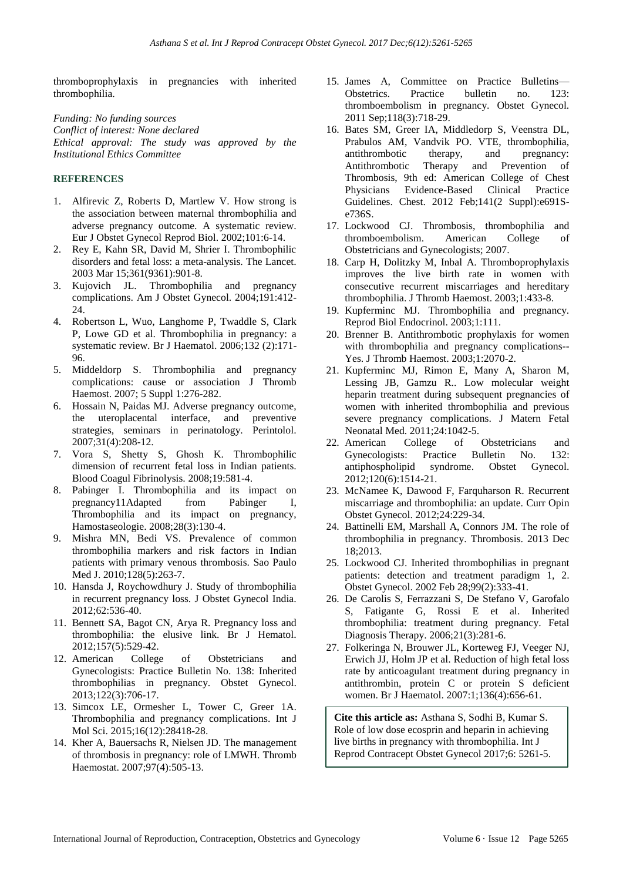thromboprophylaxis in pregnancies with inherited thrombophilia.

*Funding: No funding sources*
*Conflict of interest: None declared*
*Ethical approval: The study was approved by the Institutional Ethics Committee*

## REFERENCES

1. Alfirevic Z, Roberts D, Martlew V. How strong is the association between maternal thrombophilia and adverse pregnancy outcome. A systematic review. Eur J Obstet Gynecol Reprod Biol. 2002;101:6-14.
2. Rey E, Kahn SR, David M, Shrier I. Thrombophilic disorders and fetal loss: a meta-analysis. The Lancet. 2003 Mar 15;361(9361):901-8.
3. Kujovich JL. Thrombophilia and pregnancy complications. Am J Obstet Gynecol. 2004;191:412-24.
4. Robertson L, Wuo, Langhome P, Twaddle S, Clark P, Lowe GD et al. Thrombophilia in pregnancy: a systematic review. Br J Haematol. 2006;132 (2):171-96.
5. Middeldorp S. Thrombophilia and pregnancy complications: cause or association J Thromb Haemost. 2007; 5 Suppl 1:276-282.
6. Hossain N, Paidas MJ. Adverse pregnancy outcome, the uteroplacental interface, and preventive strategies, seminars in perinatology. Perintolol. 2007;31(4):208-12.
7. Vora S, Shetty S, Ghosh K. Thrombophilic dimension of recurrent fetal loss in Indian patients. Blood Coagul Fibrinolysis. 2008;19:581-4.
8. Pabinger I. Thrombophilia and its impact on pregnancy11Adapted from Pabinger I, Thrombophilia and its impact on pregnancy, Hamostaseologie. 2008;28(3):130-4.
9. Mishra MN, Bedi VS. Prevalence of common thrombophilia markers and risk factors in Indian patients with primary venous thrombosis. Sao Paulo Med J. 2010;128(5):263-7.
10. Hansda J, Roychowdhury J. Study of thrombophilia in recurrent pregnancy loss. J Obstet Gynecol India. 2012;62:536-40.
11. Bennett SA, Bagot CN, Arya R. Pregnancy loss and thrombophilia: the elusive link. Br J Hematol. 2012;157(5):529-42.
12. American College of Obstetricians and Gynecologists: Practice Bulletin No. 138: Inherited thrombophilias in pregnancy. Obstet Gynecol. 2013;122(3):706-17.
13. Simcox LE, Ormesher L, Tower C, Greer 1A. Thrombophilia and pregnancy complications. Int J Mol Sci. 2015;16(12):28418-28.
14. Kher A, Bauersachs R, Nielsen JD. The management of thrombosis in pregnancy: role of LMWH. Thromb Haemostat. 2007;97(4):505-13.
15. James A, Committee on Practice Bulletins—Obstetrics. Practice bulletin no. 123: thromboembolism in pregnancy. Obstet Gynecol. 2011 Sep;118(3):718-29.
16. Bates SM, Greer IA, Middledorp S, Veenstra DL, Prabulos AM, Vandvik PO. VTE, thrombophilia, antithrombotic therapy, and pregnancy: Antithrombotic Therapy and Prevention of Thrombosis, 9th ed: American College of Chest Physicians Evidence-Based Clinical Practice Guidelines. Chest. 2012 Feb;141(2 Suppl):e691S-e736S.
17. Lockwood CJ. Thrombosis, thrombophilia and thromboembolism. American College of Obstetricians and Gynecologists; 2007.
18. Carp H, Dolitzky M, Inbal A. Thromboprophylaxis improves the live birth rate in women with consecutive recurrent miscarriages and hereditary thrombophilia. J Thromb Haemost. 2003;1:433-8.
19. Kupferminc MJ. Thrombophilia and pregnancy. Reprod Biol Endocrinol. 2003;1:111.
20. Brenner B. Antithrombotic prophylaxis for women with thrombophilia and pregnancy complications--Yes. J Thromb Haemost. 2003;1:2070-2.
21. Kupferminc MJ, Rimon E, Many A, Sharon M, Lessing JB, Gamzu R.. Low molecular weight heparin treatment during subsequent pregnancies of women with inherited thrombophilia and previous severe pregnancy complications. J Matern Fetal Neonatal Med. 2011;24:1042-5.
22. American College of Obstetricians and Gynecologists: Practice Bulletin No. 132: antiphospholipid syndrome. Obstet Gynecol. 2012;120(6):1514-21.
23. McNamee K, Dawood F, Farquharson R. Recurrent miscarriage and thrombophilia: an update. Curr Opin Obstet Gynecol. 2012;24:229-34.
24. Battinelli EM, Marshall A, Connors JM. The role of thrombophilia in pregnancy. Thrombosis. 2013 Dec 18;2013.
25. Lockwood CJ. Inherited thrombophilias in pregnant patients: detection and treatment paradigm 1, 2. Obstet Gynecol. 2002 Feb 28;99(2):333-41.
26. De Carolis S, Ferrazzani S, De Stefano V, Garofalo S, Fatigante G, Rossi E et al. Inherited thrombophilia: treatment during pregnancy. Fetal Diagnosis Therapy. 2006;21(3):281-6.
27. Folkeringa N, Brouwer JL, Korteweg FJ, Veeger NJ, Erwich JJ, Holm JP et al. Reduction of high fetal loss rate by anticoagulant treatment during pregnancy in antithrombin, protein C or protein S deficient women. Br J Haematol. 2007:1;136(4):656-61.

**Cite this article as:** Asthana S, Sodhi B, Kumar S. Role of low dose ecosprin and heparin in achieving live births in pregnancy with thrombophilia. Int J Reprod Contracept Obstet Gynecol 2017;6: 5261-5.